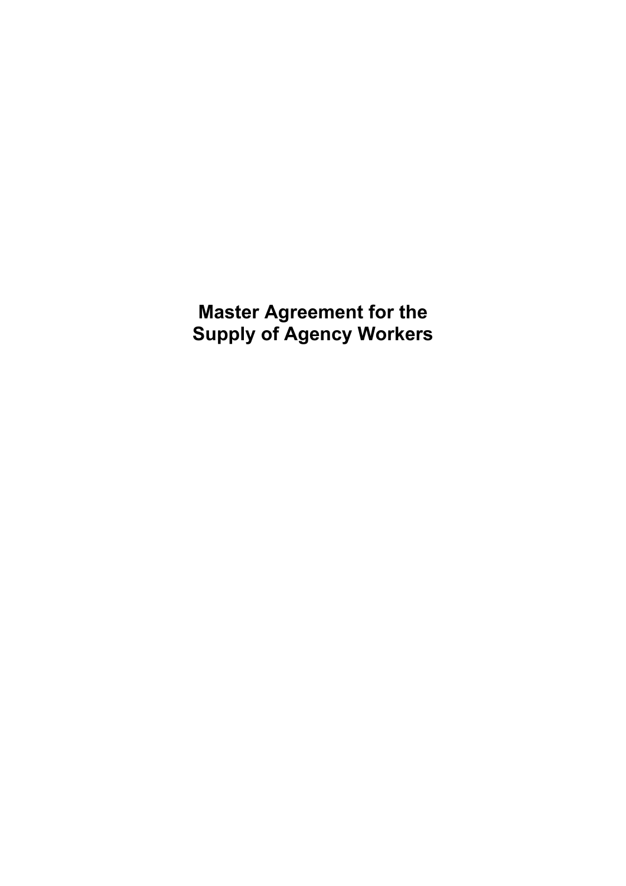# Master Agreement for the Supply of Agency Workers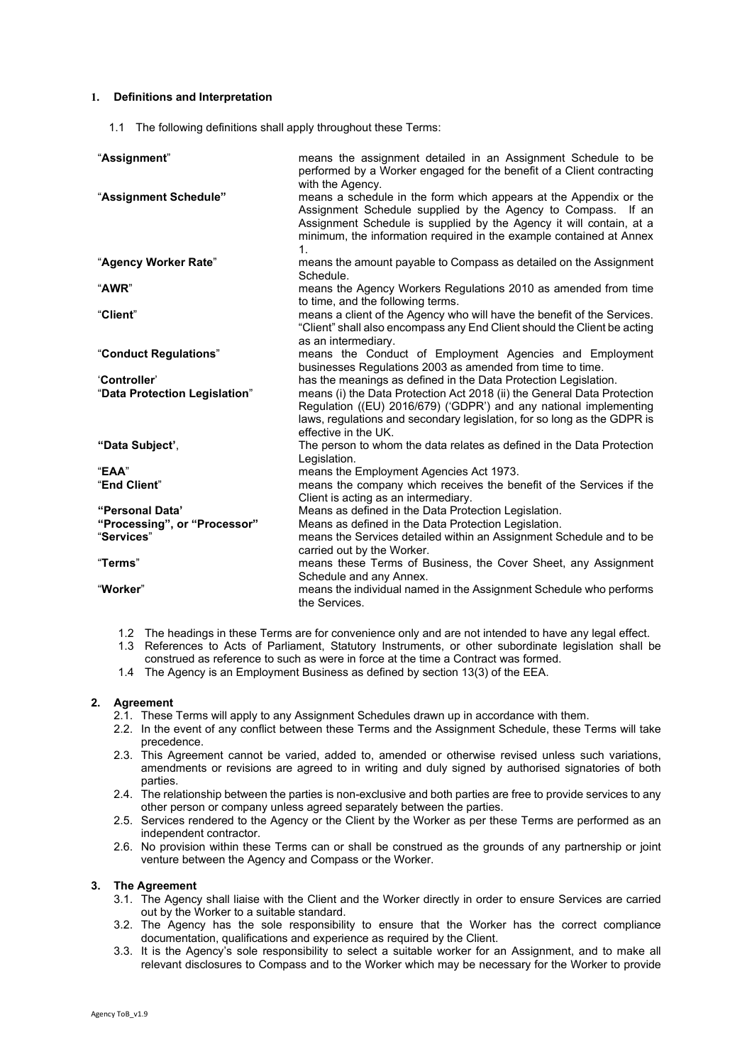## 1. Definitions and Interpretation

1.1 The following definitions shall apply throughout these Terms:

| | |
|---|---|
| "**Assignment**" | means the assignment detailed in an Assignment Schedule to be performed by a Worker engaged for the benefit of a Client contracting with the Agency. |
| "**Assignment Schedule"** | means a schedule in the form which appears at the Appendix or the Assignment Schedule supplied by the Agency to Compass. If an Assignment Schedule is supplied by the Agency it will contain, at a minimum, the information required in the example contained at Annex 1. |
| "**Agency Worker Rate**" | means the amount payable to Compass as detailed on the Assignment Schedule. |
| "**AWR**" | means the Agency Workers Regulations 2010 as amended from time to time, and the following terms. |
| "**Client**" | means a client of the Agency who will have the benefit of the Services. "Client" shall also encompass any End Client should the Client be acting as an intermediary. |
| "**Conduct Regulations**" | means the Conduct of Employment Agencies and Employment businesses Regulations 2003 as amended from time to time. |
| '**Controller**' | has the meanings as defined in the Data Protection Legislation. |
| "**Data Protection Legislation**" | means (i) the Data Protection Act 2018 (ii) the General Data Protection Regulation ((EU) 2016/679) ('GDPR') and any national implementing laws, regulations and secondary legislation, for so long as the GDPR is effective in the UK. |
| **"Data Subject'**, | The person to whom the data relates as defined in the Data Protection Legislation. |
| "**EAA**" | means the Employment Agencies Act 1973. |
| "**End Client**" | means the company which receives the benefit of the Services if the Client is acting as an intermediary. |
| **"Personal Data'** | Means as defined in the Data Protection Legislation. |
| **"Processing", or "Processor"** | Means as defined in the Data Protection Legislation. |
| "**Services**" | means the Services detailed within an Assignment Schedule and to be carried out by the Worker. |
| "**Terms**" | means these Terms of Business, the Cover Sheet, any Assignment Schedule and any Annex. |
| "**Worker**" | means the individual named in the Assignment Schedule who performs the Services. |

1.2 The headings in these Terms are for convenience only and are not intended to have any legal effect.

1.3 References to Acts of Parliament, Statutory Instruments, or other subordinate legislation shall be construed as reference to such as were in force at the time a Contract was formed.

1.4 The Agency is an Employment Business as defined by section 13(3) of the EEA.

## 2. Agreement

2.1. These Terms will apply to any Assignment Schedules drawn up in accordance with them.

2.2. In the event of any conflict between these Terms and the Assignment Schedule, these Terms will take precedence.

2.3. This Agreement cannot be varied, added to, amended or otherwise revised unless such variations, amendments or revisions are agreed to in writing and duly signed by authorised signatories of both parties.

2.4. The relationship between the parties is non-exclusive and both parties are free to provide services to any other person or company unless agreed separately between the parties.

2.5. Services rendered to the Agency or the Client by the Worker as per these Terms are performed as an independent contractor.

2.6. No provision within these Terms can or shall be construed as the grounds of any partnership or joint venture between the Agency and Compass or the Worker.

## 3. The Agreement

3.1. The Agency shall liaise with the Client and the Worker directly in order to ensure Services are carried out by the Worker to a suitable standard.

3.2. The Agency has the sole responsibility to ensure that the Worker has the correct compliance documentation, qualifications and experience as required by the Client.

3.3. It is the Agency's sole responsibility to select a suitable worker for an Assignment, and to make all relevant disclosures to Compass and to the Worker which may be necessary for the Worker to provide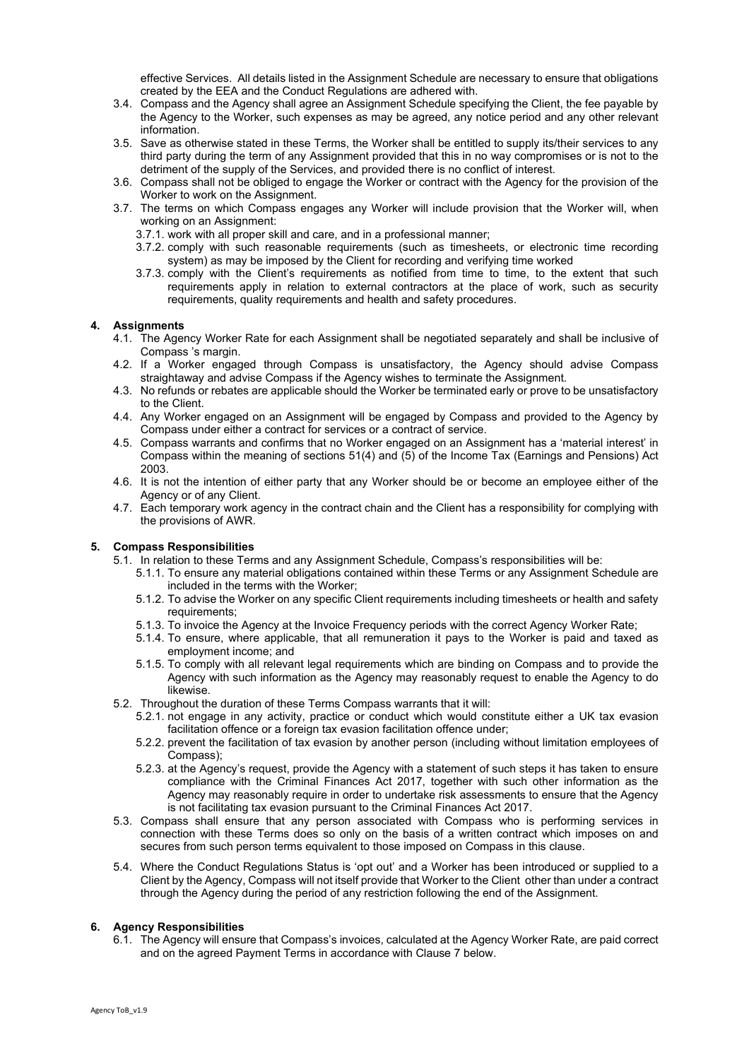effective Services. All details listed in the Assignment Schedule are necessary to ensure that obligations created by the EEA and the Conduct Regulations are adhered with.

3.4. Compass and the Agency shall agree an Assignment Schedule specifying the Client, the fee payable by the Agency to the Worker, such expenses as may be agreed, any notice period and any other relevant information.

3.5. Save as otherwise stated in these Terms, the Worker shall be entitled to supply its/their services to any third party during the term of any Assignment provided that this in no way compromises or is not to the detriment of the supply of the Services, and provided there is no conflict of interest.

3.6. Compass shall not be obliged to engage the Worker or contract with the Agency for the provision of the Worker to work on the Assignment.

3.7. The terms on which Compass engages any Worker will include provision that the Worker will, when working on an Assignment:

- 3.7.1. work with all proper skill and care, and in a professional manner;
- 3.7.2. comply with such reasonable requirements (such as timesheets, or electronic time recording system) as may be imposed by the Client for recording and verifying time worked
- 3.7.3. comply with the Client's requirements as notified from time to time, to the extent that such requirements apply in relation to external contractors at the place of work, such as security requirements, quality requirements and health and safety procedures.

## 4. Assignments

4.1. The Agency Worker Rate for each Assignment shall be negotiated separately and shall be inclusive of Compass 's margin.

4.2. If a Worker engaged through Compass is unsatisfactory, the Agency should advise Compass straightaway and advise Compass if the Agency wishes to terminate the Assignment.

4.3. No refunds or rebates are applicable should the Worker be terminated early or prove to be unsatisfactory to the Client.

4.4. Any Worker engaged on an Assignment will be engaged by Compass and provided to the Agency by Compass under either a contract for services or a contract of service.

4.5. Compass warrants and confirms that no Worker engaged on an Assignment has a 'material interest' in Compass within the meaning of sections 51(4) and (5) of the Income Tax (Earnings and Pensions) Act 2003.

4.6. It is not the intention of either party that any Worker should be or become an employee either of the Agency or of any Client.

4.7. Each temporary work agency in the contract chain and the Client has a responsibility for complying with the provisions of AWR.

## 5. Compass Responsibilities

5.1. In relation to these Terms and any Assignment Schedule, Compass's responsibilities will be:

- 5.1.1. To ensure any material obligations contained within these Terms or any Assignment Schedule are included in the terms with the Worker;
- 5.1.2. To advise the Worker on any specific Client requirements including timesheets or health and safety requirements;
- 5.1.3. To invoice the Agency at the Invoice Frequency periods with the correct Agency Worker Rate;
- 5.1.4. To ensure, where applicable, that all remuneration it pays to the Worker is paid and taxed as employment income; and
- 5.1.5. To comply with all relevant legal requirements which are binding on Compass and to provide the Agency with such information as the Agency may reasonably request to enable the Agency to do likewise.

5.2. Throughout the duration of these Terms Compass warrants that it will:

- 5.2.1. not engage in any activity, practice or conduct which would constitute either a UK tax evasion facilitation offence or a foreign tax evasion facilitation offence under;
- 5.2.2. prevent the facilitation of tax evasion by another person (including without limitation employees of Compass);
- 5.2.3. at the Agency's request, provide the Agency with a statement of such steps it has taken to ensure compliance with the Criminal Finances Act 2017, together with such other information as the Agency may reasonably require in order to undertake risk assessments to ensure that the Agency is not facilitating tax evasion pursuant to the Criminal Finances Act 2017.

5.3. Compass shall ensure that any person associated with Compass who is performing services in connection with these Terms does so only on the basis of a written contract which imposes on and secures from such person terms equivalent to those imposed on Compass in this clause.

5.4. Where the Conduct Regulations Status is 'opt out' and a Worker has been introduced or supplied to a Client by the Agency, Compass will not itself provide that Worker to the Client other than under a contract through the Agency during the period of any restriction following the end of the Assignment.

## 6. Agency Responsibilities

6.1. The Agency will ensure that Compass's invoices, calculated at the Agency Worker Rate, are paid correct and on the agreed Payment Terms in accordance with Clause 7 below.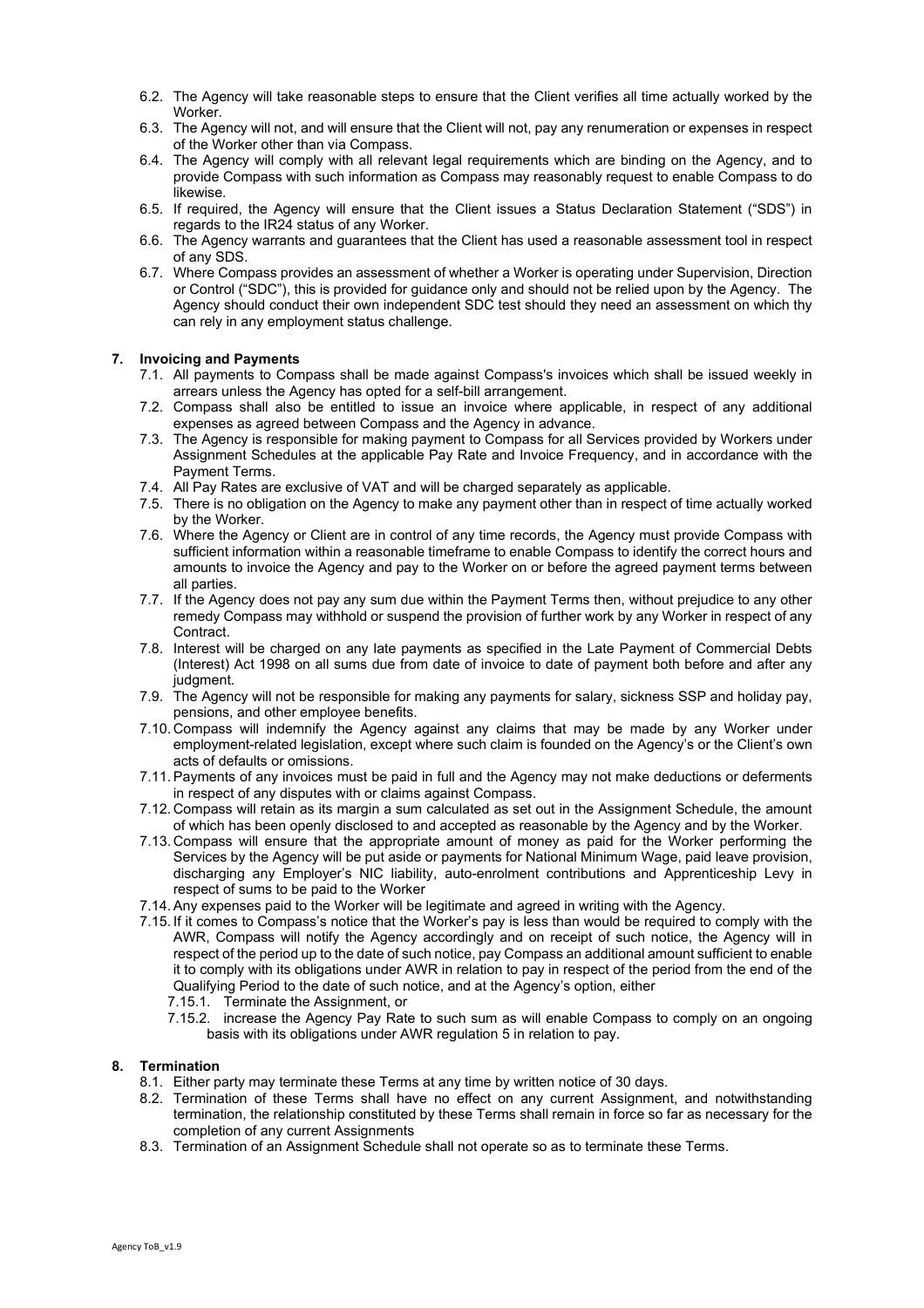6.2. The Agency will take reasonable steps to ensure that the Client verifies all time actually worked by the Worker.

6.3. The Agency will not, and will ensure that the Client will not, pay any renumeration or expenses in respect of the Worker other than via Compass.

6.4. The Agency will comply with all relevant legal requirements which are binding on the Agency, and to provide Compass with such information as Compass may reasonably request to enable Compass to do likewise.

6.5. If required, the Agency will ensure that the Client issues a Status Declaration Statement ("SDS") in regards to the IR24 status of any Worker.

6.6. The Agency warrants and guarantees that the Client has used a reasonable assessment tool in respect of any SDS.

6.7. Where Compass provides an assessment of whether a Worker is operating under Supervision, Direction or Control ("SDC"), this is provided for guidance only and should not be relied upon by the Agency. The Agency should conduct their own independent SDC test should they need an assessment on which thy can rely in any employment status challenge.

## 7. Invoicing and Payments

7.1. All payments to Compass shall be made against Compass's invoices which shall be issued weekly in arrears unless the Agency has opted for a self-bill arrangement.

7.2. Compass shall also be entitled to issue an invoice where applicable, in respect of any additional expenses as agreed between Compass and the Agency in advance.

7.3. The Agency is responsible for making payment to Compass for all Services provided by Workers under Assignment Schedules at the applicable Pay Rate and Invoice Frequency, and in accordance with the Payment Terms.

7.4. All Pay Rates are exclusive of VAT and will be charged separately as applicable.

7.5. There is no obligation on the Agency to make any payment other than in respect of time actually worked by the Worker.

7.6. Where the Agency or Client are in control of any time records, the Agency must provide Compass with sufficient information within a reasonable timeframe to enable Compass to identify the correct hours and amounts to invoice the Agency and pay to the Worker on or before the agreed payment terms between all parties.

7.7. If the Agency does not pay any sum due within the Payment Terms then, without prejudice to any other remedy Compass may withhold or suspend the provision of further work by any Worker in respect of any Contract.

7.8. Interest will be charged on any late payments as specified in the Late Payment of Commercial Debts (Interest) Act 1998 on all sums due from date of invoice to date of payment both before and after any judgment.

7.9. The Agency will not be responsible for making any payments for salary, sickness SSP and holiday pay, pensions, and other employee benefits.

7.10. Compass will indemnify the Agency against any claims that may be made by any Worker under employment-related legislation, except where such claim is founded on the Agency's or the Client's own acts of defaults or omissions.

7.11. Payments of any invoices must be paid in full and the Agency may not make deductions or deferments in respect of any disputes with or claims against Compass.

7.12. Compass will retain as its margin a sum calculated as set out in the Assignment Schedule, the amount of which has been openly disclosed to and accepted as reasonable by the Agency and by the Worker.

7.13. Compass will ensure that the appropriate amount of money as paid for the Worker performing the Services by the Agency will be put aside or payments for National Minimum Wage, paid leave provision, discharging any Employer's NIC liability, auto-enrolment contributions and Apprenticeship Levy in respect of sums to be paid to the Worker

7.14. Any expenses paid to the Worker will be legitimate and agreed in writing with the Agency.

7.15. If it comes to Compass's notice that the Worker's pay is less than would be required to comply with the AWR, Compass will notify the Agency accordingly and on receipt of such notice, the Agency will in respect of the period up to the date of such notice, pay Compass an additional amount sufficient to enable it to comply with its obligations under AWR in relation to pay in respect of the period from the end of the Qualifying Period to the date of such notice, and at the Agency's option, either

7.15.1. Terminate the Assignment, or

7.15.2. increase the Agency Pay Rate to such sum as will enable Compass to comply on an ongoing basis with its obligations under AWR regulation 5 in relation to pay.

## 8. Termination

8.1. Either party may terminate these Terms at any time by written notice of 30 days.

8.2. Termination of these Terms shall have no effect on any current Assignment, and notwithstanding termination, the relationship constituted by these Terms shall remain in force so far as necessary for the completion of any current Assignments

8.3. Termination of an Assignment Schedule shall not operate so as to terminate these Terms.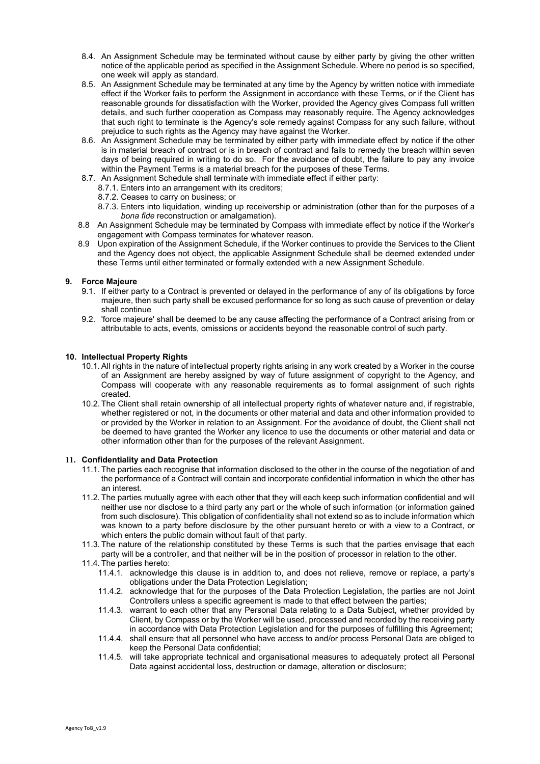8.4. An Assignment Schedule may be terminated without cause by either party by giving the other written notice of the applicable period as specified in the Assignment Schedule. Where no period is so specified, one week will apply as standard.

8.5. An Assignment Schedule may be terminated at any time by the Agency by written notice with immediate effect if the Worker fails to perform the Assignment in accordance with these Terms, or if the Client has reasonable grounds for dissatisfaction with the Worker, provided the Agency gives Compass full written details, and such further cooperation as Compass may reasonably require. The Agency acknowledges that such right to terminate is the Agency's sole remedy against Compass for any such failure, without prejudice to such rights as the Agency may have against the Worker.

8.6. An Assignment Schedule may be terminated by either party with immediate effect by notice if the other is in material breach of contract or is in breach of contract and fails to remedy the breach within seven days of being required in writing to do so. For the avoidance of doubt, the failure to pay any invoice within the Payment Terms is a material breach for the purposes of these Terms.

8.7. An Assignment Schedule shall terminate with immediate effect if either party:

8.7.1. Enters into an arrangement with its creditors;

8.7.2. Ceases to carry on business; or

8.7.3. Enters into liquidation, winding up receivership or administration (other than for the purposes of a *bona fide* reconstruction or amalgamation).

8.8 An Assignment Schedule may be terminated by Compass with immediate effect by notice if the Worker's engagement with Compass terminates for whatever reason.

8.9 Upon expiration of the Assignment Schedule, if the Worker continues to provide the Services to the Client and the Agency does not object, the applicable Assignment Schedule shall be deemed extended under these Terms until either terminated or formally extended with a new Assignment Schedule.

## 9. Force Majeure

9.1. If either party to a Contract is prevented or delayed in the performance of any of its obligations by force majeure, then such party shall be excused performance for so long as such cause of prevention or delay shall continue

9.2. 'force majeure' shall be deemed to be any cause affecting the performance of a Contract arising from or attributable to acts, events, omissions or accidents beyond the reasonable control of such party.

## 10. Intellectual Property Rights

10.1. All rights in the nature of intellectual property rights arising in any work created by a Worker in the course of an Assignment are hereby assigned by way of future assignment of copyright to the Agency, and Compass will cooperate with any reasonable requirements as to formal assignment of such rights created.

10.2. The Client shall retain ownership of all intellectual property rights of whatever nature and, if registrable, whether registered or not, in the documents or other material and data and other information provided to or provided by the Worker in relation to an Assignment. For the avoidance of doubt, the Client shall not be deemed to have granted the Worker any licence to use the documents or other material and data or other information other than for the purposes of the relevant Assignment.

## 11. Confidentiality and Data Protection

11.1. The parties each recognise that information disclosed to the other in the course of the negotiation of and the performance of a Contract will contain and incorporate confidential information in which the other has an interest.

11.2. The parties mutually agree with each other that they will each keep such information confidential and will neither use nor disclose to a third party any part or the whole of such information (or information gained from such disclosure). This obligation of confidentiality shall not extend so as to include information which was known to a party before disclosure by the other pursuant hereto or with a view to a Contract, or which enters the public domain without fault of that party.

11.3. The nature of the relationship constituted by these Terms is such that the parties envisage that each party will be a controller, and that neither will be in the position of processor in relation to the other.

11.4. The parties hereto:

11.4.1. acknowledge this clause is in addition to, and does not relieve, remove or replace, a party's obligations under the Data Protection Legislation;

11.4.2. acknowledge that for the purposes of the Data Protection Legislation, the parties are not Joint Controllers unless a specific agreement is made to that effect between the parties;

11.4.3. warrant to each other that any Personal Data relating to a Data Subject, whether provided by Client, by Compass or by the Worker will be used, processed and recorded by the receiving party in accordance with Data Protection Legislation and for the purposes of fulfilling this Agreement;

11.4.4. shall ensure that all personnel who have access to and/or process Personal Data are obliged to keep the Personal Data confidential;

11.4.5. will take appropriate technical and organisational measures to adequately protect all Personal Data against accidental loss, destruction or damage, alteration or disclosure;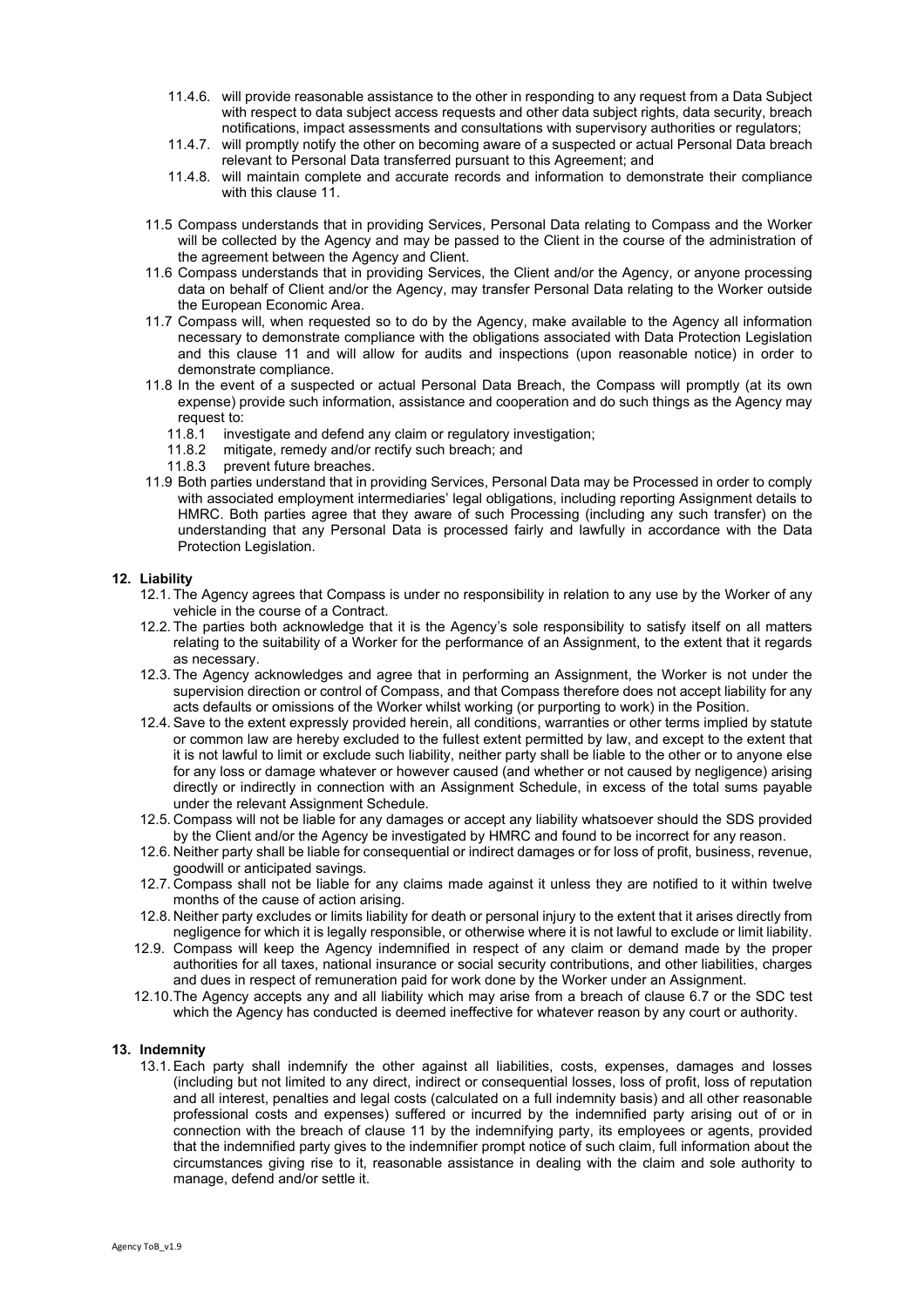11.4.6. will provide reasonable assistance to the other in responding to any request from a Data Subject with respect to data subject access requests and other data subject rights, data security, breach notifications, impact assessments and consultations with supervisory authorities or regulators;

11.4.7. will promptly notify the other on becoming aware of a suspected or actual Personal Data breach relevant to Personal Data transferred pursuant to this Agreement; and

11.4.8. will maintain complete and accurate records and information to demonstrate their compliance with this clause 11.

11.5 Compass understands that in providing Services, Personal Data relating to Compass and the Worker will be collected by the Agency and may be passed to the Client in the course of the administration of the agreement between the Agency and Client.

11.6 Compass understands that in providing Services, the Client and/or the Agency, or anyone processing data on behalf of Client and/or the Agency, may transfer Personal Data relating to the Worker outside the European Economic Area.

11.7 Compass will, when requested so to do by the Agency, make available to the Agency all information necessary to demonstrate compliance with the obligations associated with Data Protection Legislation and this clause 11 and will allow for audits and inspections (upon reasonable notice) in order to demonstrate compliance.

11.8 In the event of a suspected or actual Personal Data Breach, the Compass will promptly (at its own expense) provide such information, assistance and cooperation and do such things as the Agency may request to:

11.8.1 investigate and defend any claim or regulatory investigation;

11.8.2 mitigate, remedy and/or rectify such breach; and

11.8.3 prevent future breaches.

11.9 Both parties understand that in providing Services, Personal Data may be Processed in order to comply with associated employment intermediaries' legal obligations, including reporting Assignment details to HMRC. Both parties agree that they aware of such Processing (including any such transfer) on the understanding that any Personal Data is processed fairly and lawfully in accordance with the Data Protection Legislation.

**12. Liability**

12.1. The Agency agrees that Compass is under no responsibility in relation to any use by the Worker of any vehicle in the course of a Contract.

12.2. The parties both acknowledge that it is the Agency's sole responsibility to satisfy itself on all matters relating to the suitability of a Worker for the performance of an Assignment, to the extent that it regards as necessary.

12.3. The Agency acknowledges and agree that in performing an Assignment, the Worker is not under the supervision direction or control of Compass, and that Compass therefore does not accept liability for any acts defaults or omissions of the Worker whilst working (or purporting to work) in the Position.

12.4. Save to the extent expressly provided herein, all conditions, warranties or other terms implied by statute or common law are hereby excluded to the fullest extent permitted by law, and except to the extent that it is not lawful to limit or exclude such liability, neither party shall be liable to the other or to anyone else for any loss or damage whatever or however caused (and whether or not caused by negligence) arising directly or indirectly in connection with an Assignment Schedule, in excess of the total sums payable under the relevant Assignment Schedule.

12.5. Compass will not be liable for any damages or accept any liability whatsoever should the SDS provided by the Client and/or the Agency be investigated by HMRC and found to be incorrect for any reason.

12.6. Neither party shall be liable for consequential or indirect damages or for loss of profit, business, revenue, goodwill or anticipated savings.

12.7. Compass shall not be liable for any claims made against it unless they are notified to it within twelve months of the cause of action arising.

12.8. Neither party excludes or limits liability for death or personal injury to the extent that it arises directly from negligence for which it is legally responsible, or otherwise where it is not lawful to exclude or limit liability.

12.9. Compass will keep the Agency indemnified in respect of any claim or demand made by the proper authorities for all taxes, national insurance or social security contributions, and other liabilities, charges and dues in respect of remuneration paid for work done by the Worker under an Assignment.

12.10. The Agency accepts any and all liability which may arise from a breach of clause 6.7 or the SDC test which the Agency has conducted is deemed ineffective for whatever reason by any court or authority.

**13. Indemnity**

13.1. Each party shall indemnify the other against all liabilities, costs, expenses, damages and losses (including but not limited to any direct, indirect or consequential losses, loss of profit, loss of reputation and all interest, penalties and legal costs (calculated on a full indemnity basis) and all other reasonable professional costs and expenses) suffered or incurred by the indemnified party arising out of or in connection with the breach of clause 11 by the indemnifying party, its employees or agents, provided that the indemnified party gives to the indemnifier prompt notice of such claim, full information about the circumstances giving rise to it, reasonable assistance in dealing with the claim and sole authority to manage, defend and/or settle it.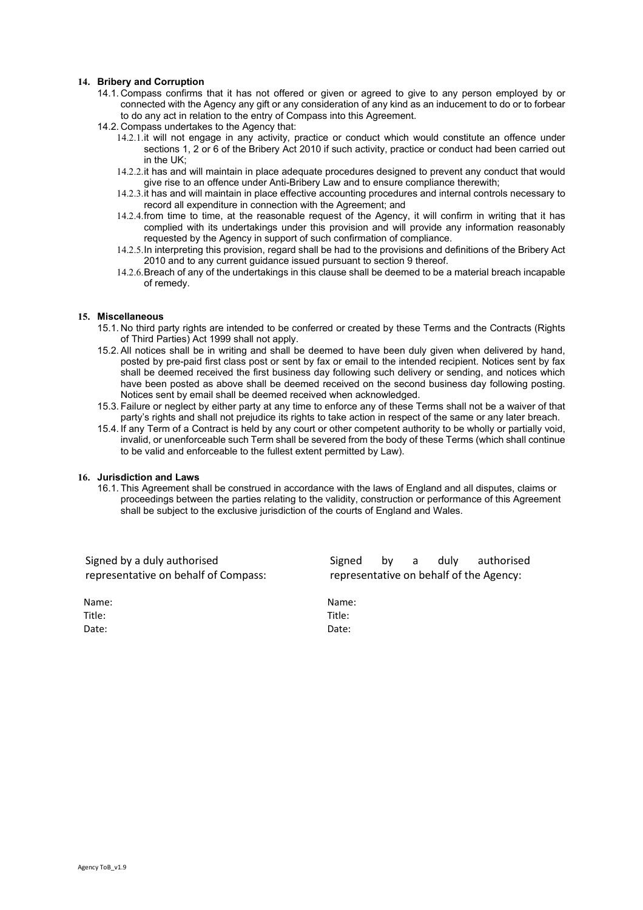## 14. Bribery and Corruption

14.1. Compass confirms that it has not offered or given or agreed to give to any person employed by or connected with the Agency any gift or any consideration of any kind as an inducement to do or to forbear to do any act in relation to the entry of Compass into this Agreement.

14.2. Compass undertakes to the Agency that:

14.2.1. it will not engage in any activity, practice or conduct which would constitute an offence under sections 1, 2 or 6 of the Bribery Act 2010 if such activity, practice or conduct had been carried out in the UK;

14.2.2. it has and will maintain in place adequate procedures designed to prevent any conduct that would give rise to an offence under Anti-Bribery Law and to ensure compliance therewith;

14.2.3. it has and will maintain in place effective accounting procedures and internal controls necessary to record all expenditure in connection with the Agreement; and

14.2.4. from time to time, at the reasonable request of the Agency, it will confirm in writing that it has complied with its undertakings under this provision and will provide any information reasonably requested by the Agency in support of such confirmation of compliance.

14.2.5. In interpreting this provision, regard shall be had to the provisions and definitions of the Bribery Act 2010 and to any current guidance issued pursuant to section 9 thereof.

14.2.6. Breach of any of the undertakings in this clause shall be deemed to be a material breach incapable of remedy.

## 15. Miscellaneous

15.1. No third party rights are intended to be conferred or created by these Terms and the Contracts (Rights of Third Parties) Act 1999 shall not apply.

15.2. All notices shall be in writing and shall be deemed to have been duly given when delivered by hand, posted by pre-paid first class post or sent by fax or email to the intended recipient. Notices sent by fax shall be deemed received the first business day following such delivery or sending, and notices which have been posted as above shall be deemed received on the second business day following posting. Notices sent by email shall be deemed received when acknowledged.

15.3. Failure or neglect by either party at any time to enforce any of these Terms shall not be a waiver of that party's rights and shall not prejudice its rights to take action in respect of the same or any later breach.

15.4. If any Term of a Contract is held by any court or other competent authority to be wholly or partially void, invalid, or unenforceable such Term shall be severed from the body of these Terms (which shall continue to be valid and enforceable to the fullest extent permitted by Law).

## 16. Jurisdiction and Laws

16.1. This Agreement shall be construed in accordance with the laws of England and all disputes, claims or proceedings between the parties relating to the validity, construction or performance of this Agreement shall be subject to the exclusive jurisdiction of the courts of England and Wales.

Signed by a duly authorised representative on behalf of Compass:

Name:
Title:
Date:

Signed by a duly authorised representative on behalf of the Agency:

Name:
Title:
Date: